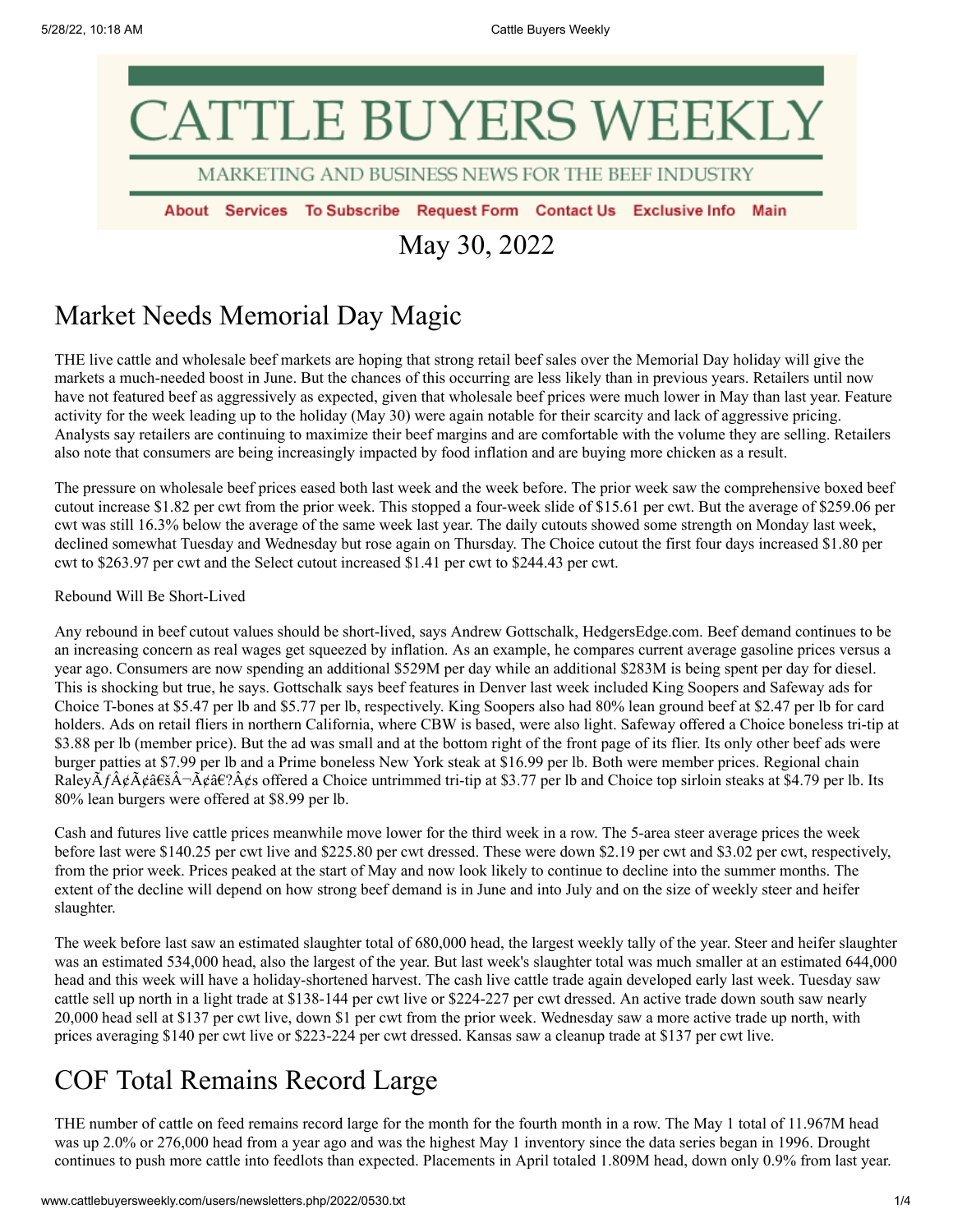# CATTLE BUYERS WEEKLY

MARKETING AND BUSINESS NEWS FOR THE BEEF INDUSTRY

About Services To Subscribe Request Form Contact Us Exclusive Info Main

May 30, 2022

## Market Needs Memorial Day Magic

THE live cattle and wholesale beef markets are hoping that strong retail beef sales over the Memorial Day holiday will give the markets a much-needed boost in June. But the chances of this occurring are less likely than in previous years. Retailers until now have not featured beef as aggressively as expected, given that wholesale beef prices were much lower in May than last year. Feature activity for the week leading up to the holiday (May 30) were again notable for their scarcity and lack of aggressive pricing. Analysts say retailers are continuing to maximize their beef margins and are comfortable with the volume they are selling. Retailers also note that consumers are being increasingly impacted by food inflation and are buying more chicken as a result.

The pressure on wholesale beef prices eased both last week and the week before. The prior week saw the comprehensive boxed beef cutout increase $1.82 per cwt from the prior week. This stopped a four-week slide of $15.61 per cwt. But the average of $259.06 per cwt was still 16.3% below the average of the same week last year. The daily cutouts showed some strength on Monday last week, declined somewhat Tuesday and Wednesday but rose again on Thursday. The Choice cutout the first four days increased $1.80 per cwt to $263.97 per cwt and the Select cutout increased $1.41 per cwt to $244.43 per cwt.

Rebound Will Be Short-Lived

Any rebound in beef cutout values should be short-lived, says Andrew Gottschalk, HedgersEdge.com. Beef demand continues to be an increasing concern as real wages get squeezed by inflation. As an example, he compares current average gasoline prices versus a year ago. Consumers are now spending an additional $529M per day while an additional $283M is being spent per day for diesel. This is shocking but true, he says. Gottschalk says beef features in Denver last week included King Soopers and Safeway ads for Choice T-bones at $5.47 per lb and $5.77 per lb, respectively. King Soopers also had 80% lean ground beef at $2.47 per lb for card holders. Ads on retail fliers in northern California, where CBW is based, were also light. Safeway offered a Choice boneless tri-tip at $3.88 per lb (member price). But the ad was small and at the bottom right of the front page of its flier. Its only other beef ads were burger patties at $7.99 per lb and a Prime boneless New York steak at $16.99 per lb. Both were member prices. Regional chain RaleyÃƒÂ¢Ã¢â€šÂ¬Ã¢â€?Â¢s offered a Choice untrimmed tri-tip at $3.77 per lb and Choice top sirloin steaks at $4.79 per lb. Its 80% lean burgers were offered at $8.99 per lb.

Cash and futures live cattle prices meanwhile move lower for the third week in a row. The 5-area steer average prices the week before last were $140.25 per cwt live and $225.80 per cwt dressed. These were down $2.19 per cwt and $3.02 per cwt, respectively, from the prior week. Prices peaked at the start of May and now look likely to continue to decline into the summer months. The extent of the decline will depend on how strong beef demand is in June and into July and on the size of weekly steer and heifer slaughter.

The week before last saw an estimated slaughter total of 680,000 head, the largest weekly tally of the year. Steer and heifer slaughter was an estimated 534,000 head, also the largest of the year. But last week's slaughter total was much smaller at an estimated 644,000 head and this week will have a holiday-shortened harvest. The cash live cattle trade again developed early last week. Tuesday saw cattle sell up north in a light trade at $138-144 per cwt live or $224-227 per cwt dressed. An active trade down south saw nearly 20,000 head sell at $137 per cwt live, down $1 per cwt from the prior week. Wednesday saw a more active trade up north, with prices averaging $140 per cwt live or $223-224 per cwt dressed. Kansas saw a cleanup trade at $137 per cwt live.

## COF Total Remains Record Large

THE number of cattle on feed remains record large for the month for the fourth month in a row. The May 1 total of 11.967M head was up 2.0% or 276,000 head from a year ago and was the highest May 1 inventory since the data series began in 1996. Drought continues to push more cattle into feedlots than expected. Placements in April totaled 1.809M head, down only 0.9% from last year.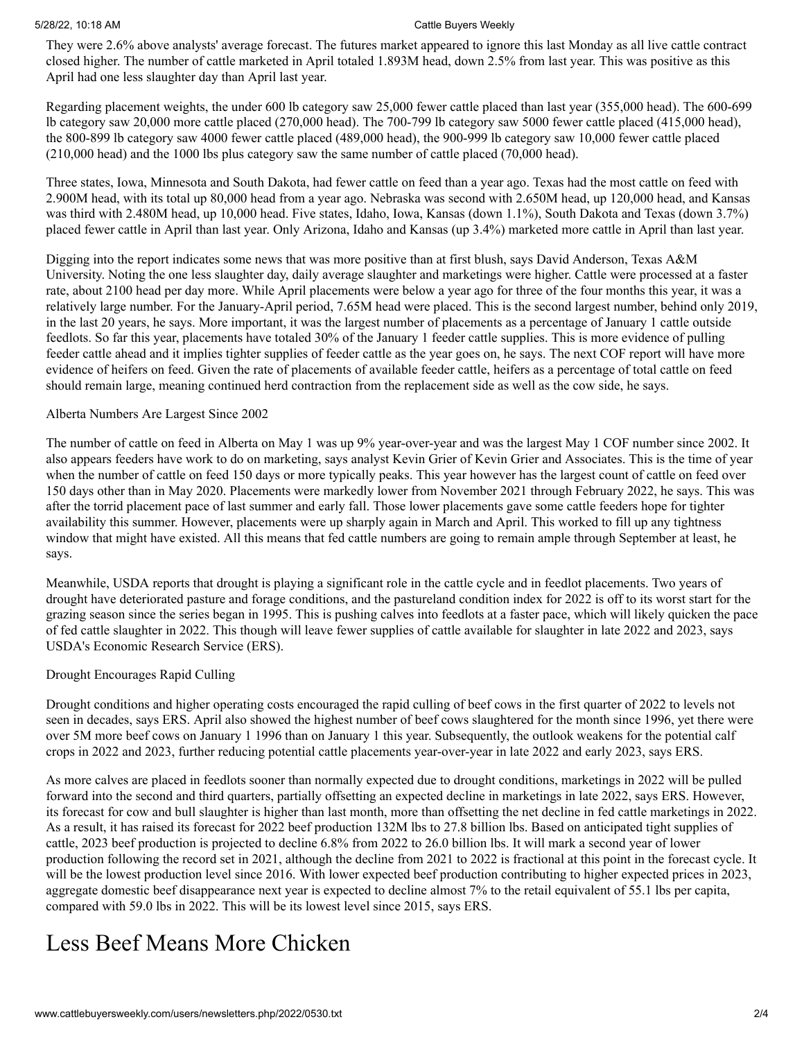They were 2.6% above analysts' average forecast. The futures market appeared to ignore this last Monday as all live cattle contract closed higher. The number of cattle marketed in April totaled 1.893M head, down 2.5% from last year. This was positive as this April had one less slaughter day than April last year.

Regarding placement weights, the under 600 lb category saw 25,000 fewer cattle placed than last year (355,000 head). The 600-699 lb category saw 20,000 more cattle placed (270,000 head). The 700-799 lb category saw 5000 fewer cattle placed (415,000 head), the 800-899 lb category saw 4000 fewer cattle placed (489,000 head), the 900-999 lb category saw 10,000 fewer cattle placed (210,000 head) and the 1000 lbs plus category saw the same number of cattle placed (70,000 head).

Three states, Iowa, Minnesota and South Dakota, had fewer cattle on feed than a year ago. Texas had the most cattle on feed with 2.900M head, with its total up 80,000 head from a year ago. Nebraska was second with 2.650M head, up 120,000 head, and Kansas was third with 2.480M head, up 10,000 head. Five states, Idaho, Iowa, Kansas (down 1.1%), South Dakota and Texas (down 3.7%) placed fewer cattle in April than last year. Only Arizona, Idaho and Kansas (up 3.4%) marketed more cattle in April than last year.

Digging into the report indicates some news that was more positive than at first blush, says David Anderson, Texas A&M University. Noting the one less slaughter day, daily average slaughter and marketings were higher. Cattle were processed at a faster rate, about 2100 head per day more. While April placements were below a year ago for three of the four months this year, it was a relatively large number. For the January-April period, 7.65M head were placed. This is the second largest number, behind only 2019, in the last 20 years, he says. More important, it was the largest number of placements as a percentage of January 1 cattle outside feedlots. So far this year, placements have totaled 30% of the January 1 feeder cattle supplies. This is more evidence of pulling feeder cattle ahead and it implies tighter supplies of feeder cattle as the year goes on, he says. The next COF report will have more evidence of heifers on feed. Given the rate of placements of available feeder cattle, heifers as a percentage of total cattle on feed should remain large, meaning continued herd contraction from the replacement side as well as the cow side, he says.

Alberta Numbers Are Largest Since 2002

The number of cattle on feed in Alberta on May 1 was up 9% year-over-year and was the largest May 1 COF number since 2002. It also appears feeders have work to do on marketing, says analyst Kevin Grier of Kevin Grier and Associates. This is the time of year when the number of cattle on feed 150 days or more typically peaks. This year however has the largest count of cattle on feed over 150 days other than in May 2020. Placements were markedly lower from November 2021 through February 2022, he says. This was after the torrid placement pace of last summer and early fall. Those lower placements gave some cattle feeders hope for tighter availability this summer. However, placements were up sharply again in March and April. This worked to fill up any tightness window that might have existed. All this means that fed cattle numbers are going to remain ample through September at least, he says.

Meanwhile, USDA reports that drought is playing a significant role in the cattle cycle and in feedlot placements. Two years of drought have deteriorated pasture and forage conditions, and the pastureland condition index for 2022 is off to its worst start for the grazing season since the series began in 1995. This is pushing calves into feedlots at a faster pace, which will likely quicken the pace of fed cattle slaughter in 2022. This though will leave fewer supplies of cattle available for slaughter in late 2022 and 2023, says USDA's Economic Research Service (ERS).

Drought Encourages Rapid Culling

Drought conditions and higher operating costs encouraged the rapid culling of beef cows in the first quarter of 2022 to levels not seen in decades, says ERS. April also showed the highest number of beef cows slaughtered for the month since 1996, yet there were over 5M more beef cows on January 1 1996 than on January 1 this year. Subsequently, the outlook weakens for the potential calf crops in 2022 and 2023, further reducing potential cattle placements year-over-year in late 2022 and early 2023, says ERS.

As more calves are placed in feedlots sooner than normally expected due to drought conditions, marketings in 2022 will be pulled forward into the second and third quarters, partially offsetting an expected decline in marketings in late 2022, says ERS. However, its forecast for cow and bull slaughter is higher than last month, more than offsetting the net decline in fed cattle marketings in 2022. As a result, it has raised its forecast for 2022 beef production 132M lbs to 27.8 billion lbs. Based on anticipated tight supplies of cattle, 2023 beef production is projected to decline 6.8% from 2022 to 26.0 billion lbs. It will mark a second year of lower production following the record set in 2021, although the decline from 2021 to 2022 is fractional at this point in the forecast cycle. It will be the lowest production level since 2016. With lower expected beef production contributing to higher expected prices in 2023, aggregate domestic beef disappearance next year is expected to decline almost 7% to the retail equivalent of 55.1 lbs per capita, compared with 59.0 lbs in 2022. This will be its lowest level since 2015, says ERS.

# Less Beef Means More Chicken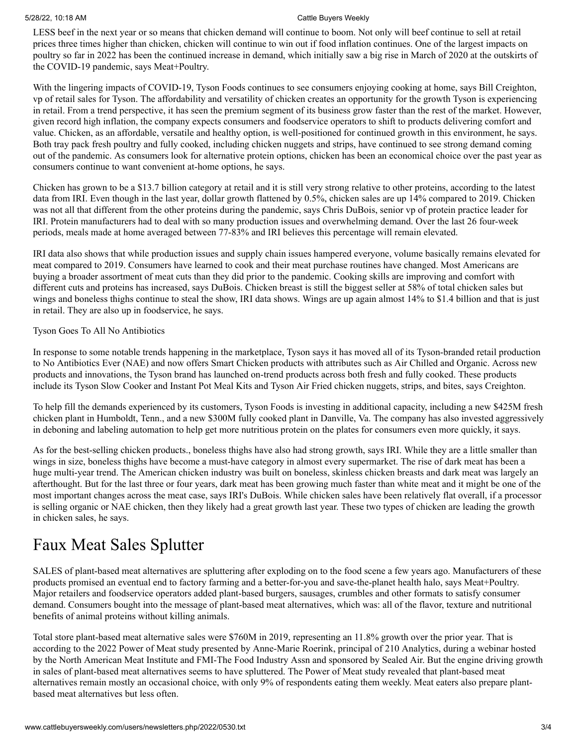LESS beef in the next year or so means that chicken demand will continue to boom. Not only will beef continue to sell at retail prices three times higher than chicken, chicken will continue to win out if food inflation continues. One of the largest impacts on poultry so far in 2022 has been the continued increase in demand, which initially saw a big rise in March of 2020 at the outskirts of the COVID-19 pandemic, says Meat+Poultry.

With the lingering impacts of COVID-19, Tyson Foods continues to see consumers enjoying cooking at home, says Bill Creighton, vp of retail sales for Tyson. The affordability and versatility of chicken creates an opportunity for the growth Tyson is experiencing in retail. From a trend perspective, it has seen the premium segment of its business grow faster than the rest of the market. However, given record high inflation, the company expects consumers and foodservice operators to shift to products delivering comfort and value. Chicken, as an affordable, versatile and healthy option, is well-positioned for continued growth in this environment, he says. Both tray pack fresh poultry and fully cooked, including chicken nuggets and strips, have continued to see strong demand coming out of the pandemic. As consumers look for alternative protein options, chicken has been an economical choice over the past year as consumers continue to want convenient at-home options, he says.

Chicken has grown to be a $13.7 billion category at retail and it is still very strong relative to other proteins, according to the latest data from IRI. Even though in the last year, dollar growth flattened by 0.5%, chicken sales are up 14% compared to 2019. Chicken was not all that different from the other proteins during the pandemic, says Chris DuBois, senior vp of protein practice leader for IRI. Protein manufacturers had to deal with so many production issues and overwhelming demand. Over the last 26 four-week periods, meals made at home averaged between 77-83% and IRI believes this percentage will remain elevated.

IRI data also shows that while production issues and supply chain issues hampered everyone, volume basically remains elevated for meat compared to 2019. Consumers have learned to cook and their meat purchase routines have changed. Most Americans are buying a broader assortment of meat cuts than they did prior to the pandemic. Cooking skills are improving and comfort with different cuts and proteins has increased, says DuBois. Chicken breast is still the biggest seller at 58% of total chicken sales but wings and boneless thighs continue to steal the show, IRI data shows. Wings are up again almost 14% to $1.4 billion and that is just in retail. They are also up in foodservice, he says.

Tyson Goes To All No Antibiotics

In response to some notable trends happening in the marketplace, Tyson says it has moved all of its Tyson-branded retail production to No Antibiotics Ever (NAE) and now offers Smart Chicken products with attributes such as Air Chilled and Organic. Across new products and innovations, the Tyson brand has launched on-trend products across both fresh and fully cooked. These products include its Tyson Slow Cooker and Instant Pot Meal Kits and Tyson Air Fried chicken nuggets, strips, and bites, says Creighton.

To help fill the demands experienced by its customers, Tyson Foods is investing in additional capacity, including a new $425M fresh chicken plant in Humboldt, Tenn., and a new $300M fully cooked plant in Danville, Va. The company has also invested aggressively in deboning and labeling automation to help get more nutritious protein on the plates for consumers even more quickly, it says.

As for the best-selling chicken products., boneless thighs have also had strong growth, says IRI. While they are a little smaller than wings in size, boneless thighs have become a must-have category in almost every supermarket. The rise of dark meat has been a huge multi-year trend. The American chicken industry was built on boneless, skinless chicken breasts and dark meat was largely an afterthought. But for the last three or four years, dark meat has been growing much faster than white meat and it might be one of the most important changes across the meat case, says IRI's DuBois. While chicken sales have been relatively flat overall, if a processor is selling organic or NAE chicken, then they likely had a great growth last year. These two types of chicken are leading the growth in chicken sales, he says.

# Faux Meat Sales Splutter

SALES of plant-based meat alternatives are spluttering after exploding on to the food scene a few years ago. Manufacturers of these products promised an eventual end to factory farming and a better-for-you and save-the-planet health halo, says Meat+Poultry. Major retailers and foodservice operators added plant-based burgers, sausages, crumbles and other formats to satisfy consumer demand. Consumers bought into the message of plant-based meat alternatives, which was: all of the flavor, texture and nutritional benefits of animal proteins without killing animals.

Total store plant-based meat alternative sales were $760M in 2019, representing an 11.8% growth over the prior year. That is according to the 2022 Power of Meat study presented by Anne-Marie Roerink, principal of 210 Analytics, during a webinar hosted by the North American Meat Institute and FMI-The Food Industry Assn and sponsored by Sealed Air. But the engine driving growth in sales of plant-based meat alternatives seems to have spluttered. The Power of Meat study revealed that plant-based meat alternatives remain mostly an occasional choice, with only 9% of respondents eating them weekly. Meat eaters also prepare plant-based meat alternatives but less often.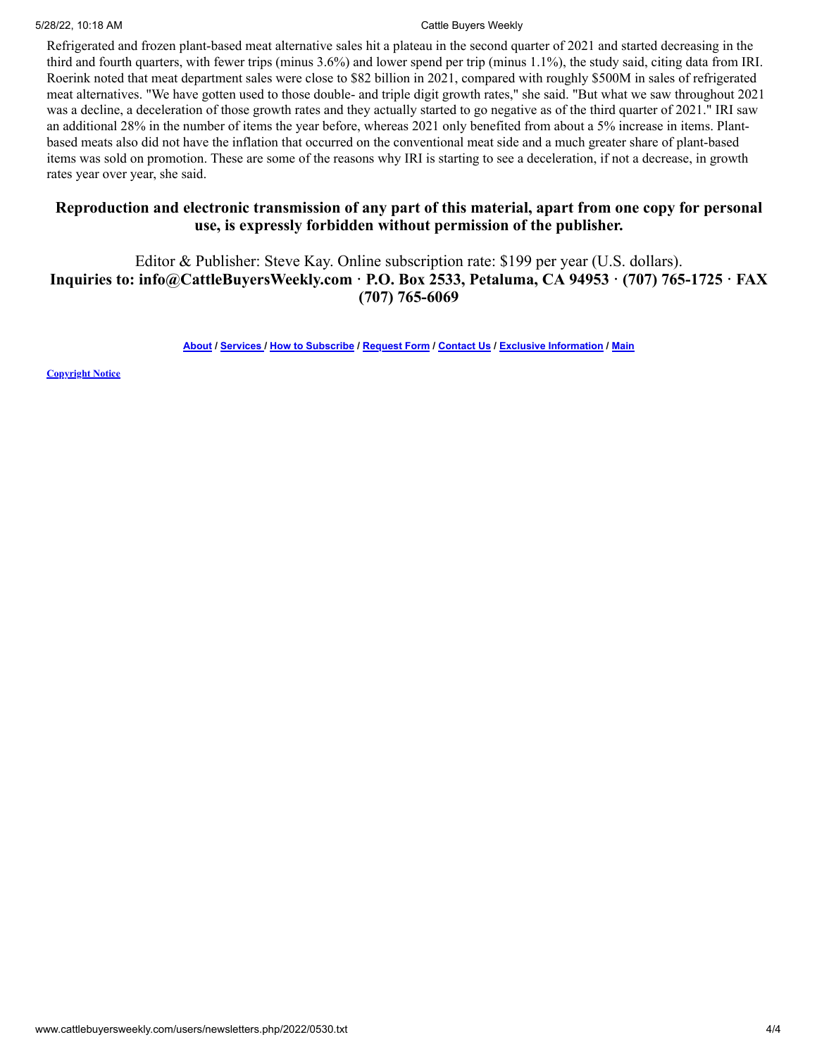Refrigerated and frozen plant-based meat alternative sales hit a plateau in the second quarter of 2021 and started decreasing in the third and fourth quarters, with fewer trips (minus 3.6%) and lower spend per trip (minus 1.1%), the study said, citing data from IRI. Roerink noted that meat department sales were close to $82 billion in 2021, compared with roughly $500M in sales of refrigerated meat alternatives. "We have gotten used to those double- and triple digit growth rates," she said. "But what we saw throughout 2021 was a decline, a deceleration of those growth rates and they actually started to go negative as of the third quarter of 2021." IRI saw an additional 28% in the number of items the year before, whereas 2021 only benefited from about a 5% increase in items. Plant-based meats also did not have the inflation that occurred on the conventional meat side and a much greater share of plant-based items was sold on promotion. These are some of the reasons why IRI is starting to see a deceleration, if not a decrease, in growth rates year over year, she said.

**Reproduction and electronic transmission of any part of this material, apart from one copy for personal use, is expressly forbidden without permission of the publisher.**

Editor & Publisher: Steve Kay. Online subscription rate: $199 per year (U.S. dollars).
**Inquiries to: info@CattleBuyersWeekly.com · P.O. Box 2533, Petaluma, CA 94953 · (707) 765-1725 · FAX (707) 765-6069**

**About / Services / How to Subscribe / Request Form / Contact Us / Exclusive Information / Main**

**Copyright Notice**